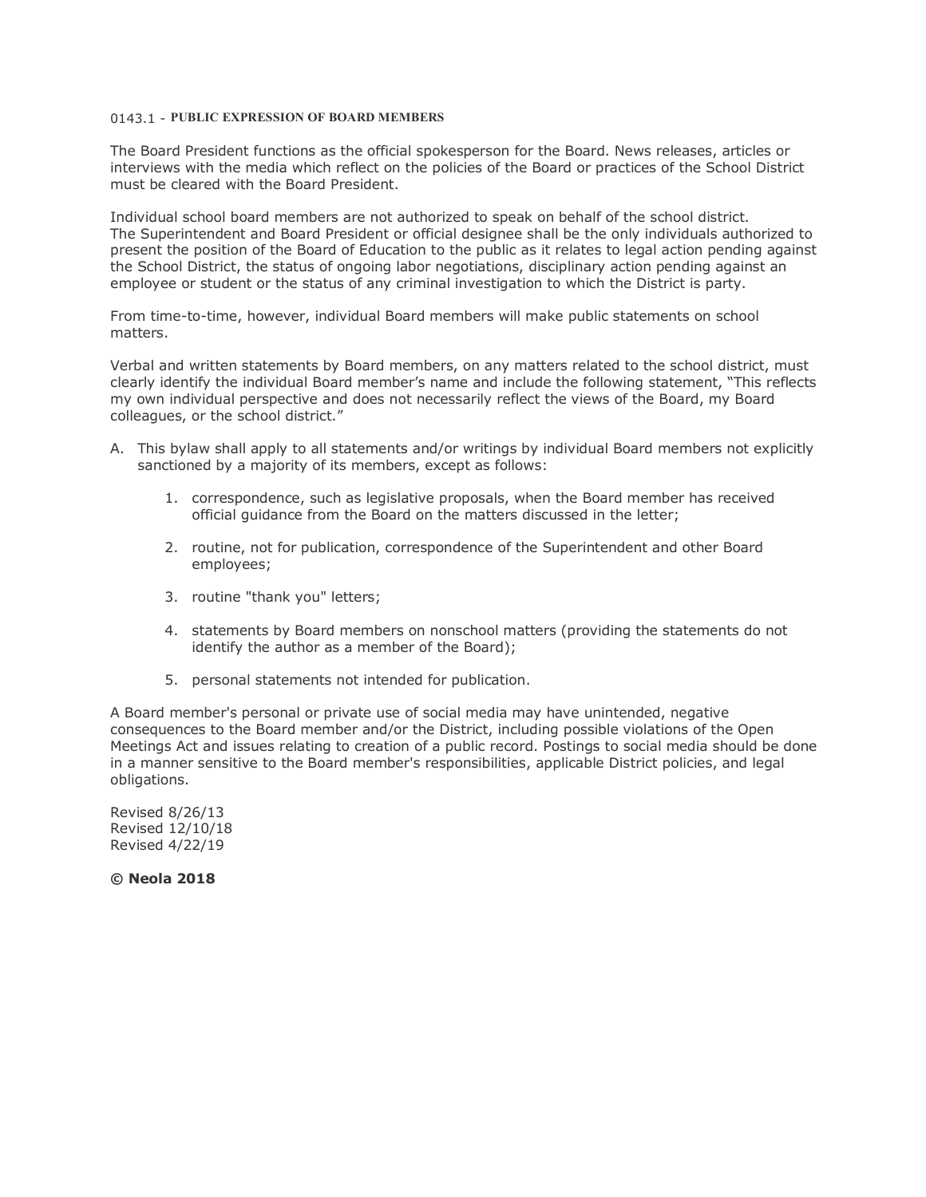# 0143.1 - PUBLIC EXPRESSION OF BOARD MEMBERS

The Board President functions as the official spokesperson for the Board. News releases, articles or interviews with the media which reflect on the policies of the Board or practices of the School District must be cleared with the Board President.

Individual school board members are not authorized to speak on behalf of the school district. The Superintendent and Board President or official designee shall be the only individuals authorized to present the position of the Board of Education to the public as it relates to legal action pending against the School District, the status of ongoing labor negotiations, disciplinary action pending against an employee or student or the status of any criminal investigation to which the District is party.

From time-to-time, however, individual Board members will make public statements on school matters.

Verbal and written statements by Board members, on any matters related to the school district, must clearly identify the individual Board member's name and include the following statement, "This reflects my own individual perspective and does not necessarily reflect the views of the Board, my Board colleagues, or the school district."

A. This bylaw shall apply to all statements and/or writings by individual Board members not explicitly sanctioned by a majority of its members, except as follows:

    1. correspondence, such as legislative proposals, when the Board member has received official guidance from the Board on the matters discussed in the letter;

    2. routine, not for publication, correspondence of the Superintendent and other Board employees;

    3. routine "thank you" letters;

    4. statements by Board members on nonschool matters (providing the statements do not identify the author as a member of the Board);

    5. personal statements not intended for publication.

A Board member's personal or private use of social media may have unintended, negative consequences to the Board member and/or the District, including possible violations of the Open Meetings Act and issues relating to creation of a public record. Postings to social media should be done in a manner sensitive to the Board member's responsibilities, applicable District policies, and legal obligations.

Revised 8/26/13
Revised 12/10/18
Revised 4/22/19

**© Neola 2018**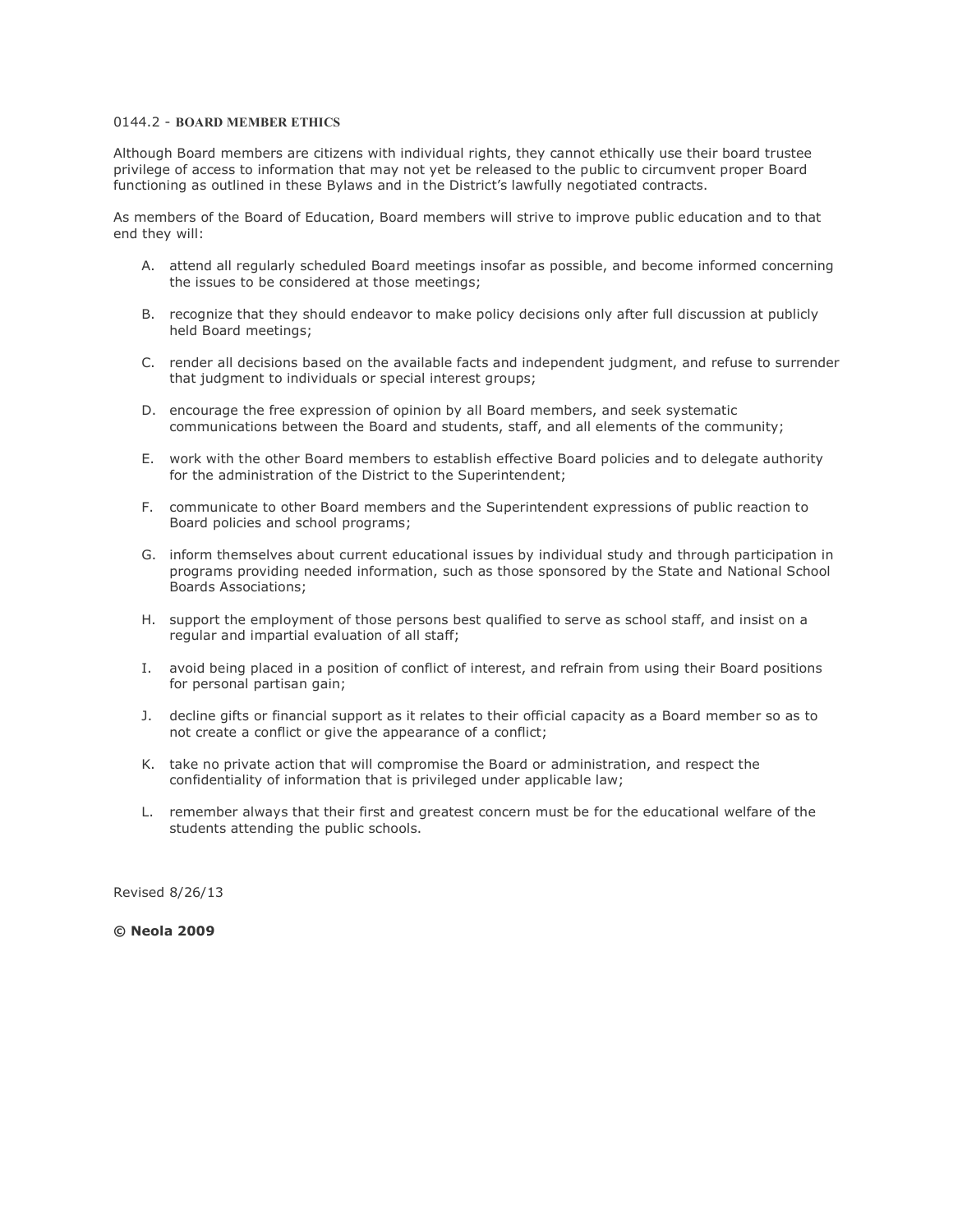## 0144.2 - BOARD MEMBER ETHICS

Although Board members are citizens with individual rights, they cannot ethically use their board trustee privilege of access to information that may not yet be released to the public to circumvent proper Board functioning as outlined in these Bylaws and in the District's lawfully negotiated contracts.

As members of the Board of Education, Board members will strive to improve public education and to that end they will:

A. attend all regularly scheduled Board meetings insofar as possible, and become informed concerning the issues to be considered at those meetings;

B. recognize that they should endeavor to make policy decisions only after full discussion at publicly held Board meetings;

C. render all decisions based on the available facts and independent judgment, and refuse to surrender that judgment to individuals or special interest groups;

D. encourage the free expression of opinion by all Board members, and seek systematic communications between the Board and students, staff, and all elements of the community;

E. work with the other Board members to establish effective Board policies and to delegate authority for the administration of the District to the Superintendent;

F. communicate to other Board members and the Superintendent expressions of public reaction to Board policies and school programs;

G. inform themselves about current educational issues by individual study and through participation in programs providing needed information, such as those sponsored by the State and National School Boards Associations;

H. support the employment of those persons best qualified to serve as school staff, and insist on a regular and impartial evaluation of all staff;

I. avoid being placed in a position of conflict of interest, and refrain from using their Board positions for personal partisan gain;

J. decline gifts or financial support as it relates to their official capacity as a Board member so as to not create a conflict or give the appearance of a conflict;

K. take no private action that will compromise the Board or administration, and respect the confidentiality of information that is privileged under applicable law;

L. remember always that their first and greatest concern must be for the educational welfare of the students attending the public schools.

Revised 8/26/13

**© Neola 2009**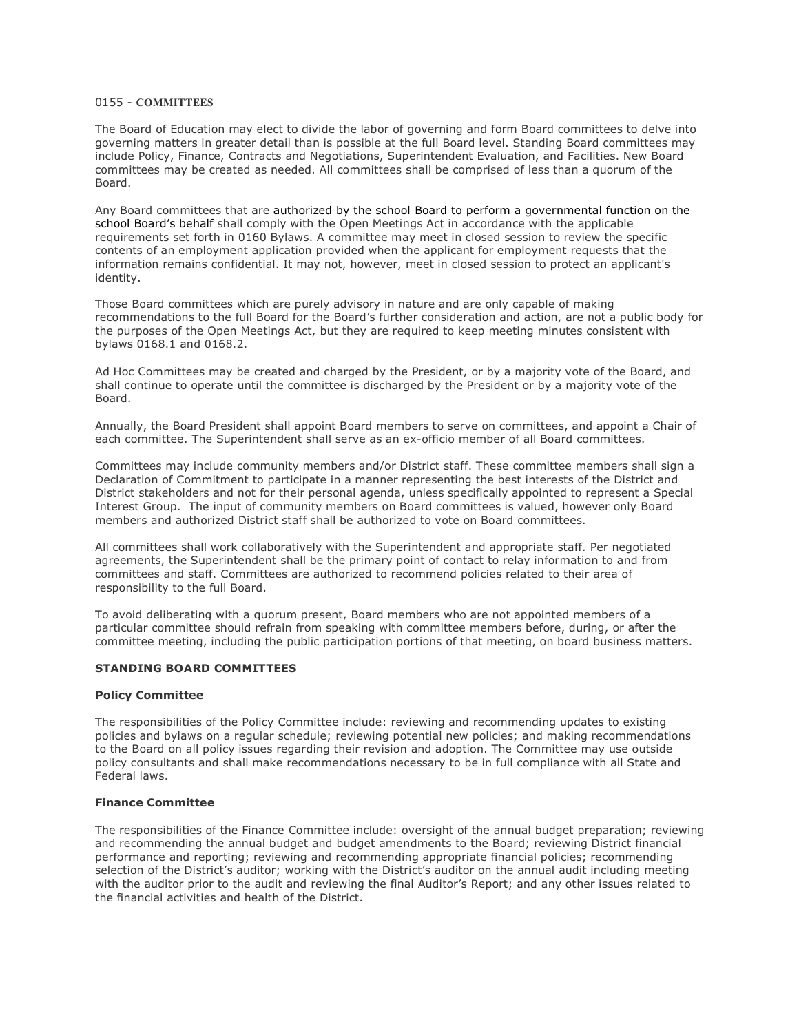0155 - **COMMITTEES**

The Board of Education may elect to divide the labor of governing and form Board committees to delve into governing matters in greater detail than is possible at the full Board level. Standing Board committees may include Policy, Finance, Contracts and Negotiations, Superintendent Evaluation, and Facilities. New Board committees may be created as needed. All committees shall be comprised of less than a quorum of the Board.

Any Board committees that are authorized by the school Board to perform a governmental function on the school Board's behalf shall comply with the Open Meetings Act in accordance with the applicable requirements set forth in 0160 Bylaws. A committee may meet in closed session to review the specific contents of an employment application provided when the applicant for employment requests that the information remains confidential. It may not, however, meet in closed session to protect an applicant's identity.

Those Board committees which are purely advisory in nature and are only capable of making recommendations to the full Board for the Board's further consideration and action, are not a public body for the purposes of the Open Meetings Act, but they are required to keep meeting minutes consistent with bylaws 0168.1 and 0168.2.

Ad Hoc Committees may be created and charged by the President, or by a majority vote of the Board, and shall continue to operate until the committee is discharged by the President or by a majority vote of the Board.

Annually, the Board President shall appoint Board members to serve on committees, and appoint a Chair of each committee. The Superintendent shall serve as an ex-officio member of all Board committees.

Committees may include community members and/or District staff. These committee members shall sign a Declaration of Commitment to participate in a manner representing the best interests of the District and District stakeholders and not for their personal agenda, unless specifically appointed to represent a Special Interest Group. The input of community members on Board committees is valued, however only Board members and authorized District staff shall be authorized to vote on Board committees.

All committees shall work collaboratively with the Superintendent and appropriate staff. Per negotiated agreements, the Superintendent shall be the primary point of contact to relay information to and from committees and staff. Committees are authorized to recommend policies related to their area of responsibility to the full Board.

To avoid deliberating with a quorum present, Board members who are not appointed members of a particular committee should refrain from speaking with committee members before, during, or after the committee meeting, including the public participation portions of that meeting, on board business matters.

## STANDING BOARD COMMITTEES

### Policy Committee

The responsibilities of the Policy Committee include: reviewing and recommending updates to existing policies and bylaws on a regular schedule; reviewing potential new policies; and making recommendations to the Board on all policy issues regarding their revision and adoption. The Committee may use outside policy consultants and shall make recommendations necessary to be in full compliance with all State and Federal laws.

### Finance Committee

The responsibilities of the Finance Committee include: oversight of the annual budget preparation; reviewing and recommending the annual budget and budget amendments to the Board; reviewing District financial performance and reporting; reviewing and recommending appropriate financial policies; recommending selection of the District's auditor; working with the District's auditor on the annual audit including meeting with the auditor prior to the audit and reviewing the final Auditor's Report; and any other issues related to the financial activities and health of the District.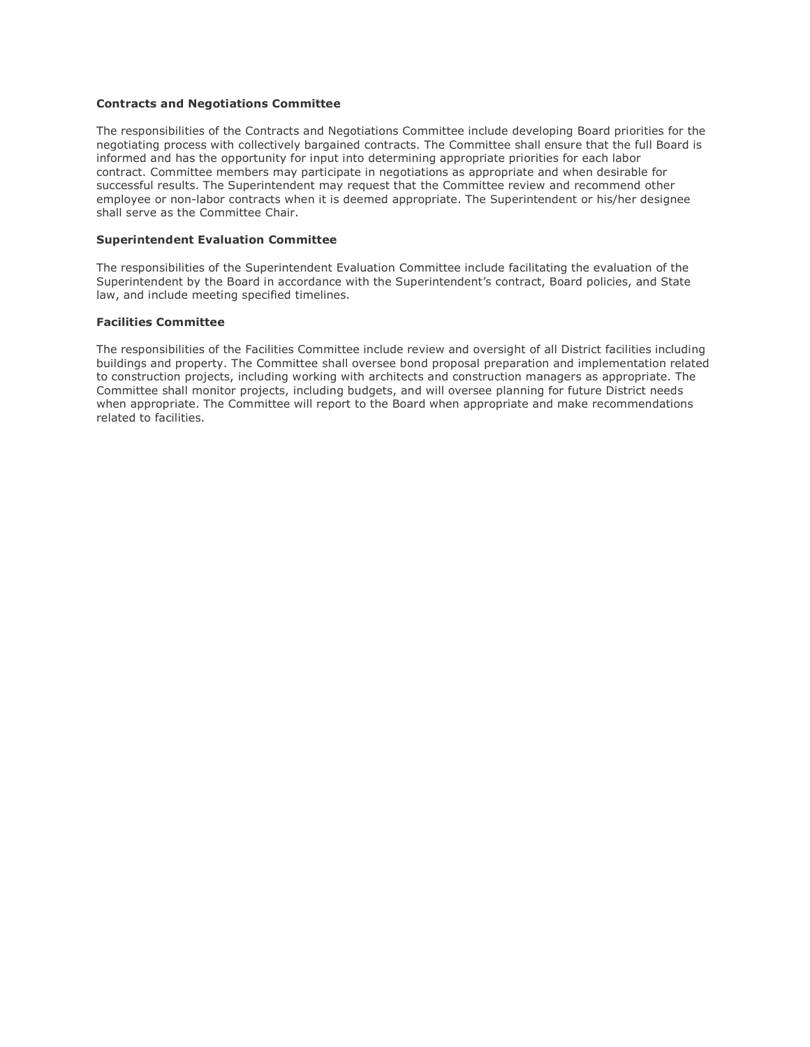**Contracts and Negotiations Committee**

The responsibilities of the Contracts and Negotiations Committee include developing Board priorities for the negotiating process with collectively bargained contracts. The Committee shall ensure that the full Board is informed and has the opportunity for input into determining appropriate priorities for each labor contract. Committee members may participate in negotiations as appropriate and when desirable for successful results. The Superintendent may request that the Committee review and recommend other employee or non-labor contracts when it is deemed appropriate. The Superintendent or his/her designee shall serve as the Committee Chair.

**Superintendent Evaluation Committee**

The responsibilities of the Superintendent Evaluation Committee include facilitating the evaluation of the Superintendent by the Board in accordance with the Superintendent's contract, Board policies, and State law, and include meeting specified timelines.

**Facilities Committee**

The responsibilities of the Facilities Committee include review and oversight of all District facilities including buildings and property. The Committee shall oversee bond proposal preparation and implementation related to construction projects, including working with architects and construction managers as appropriate. The Committee shall monitor projects, including budgets, and will oversee planning for future District needs when appropriate. The Committee will report to the Board when appropriate and make recommendations related to facilities.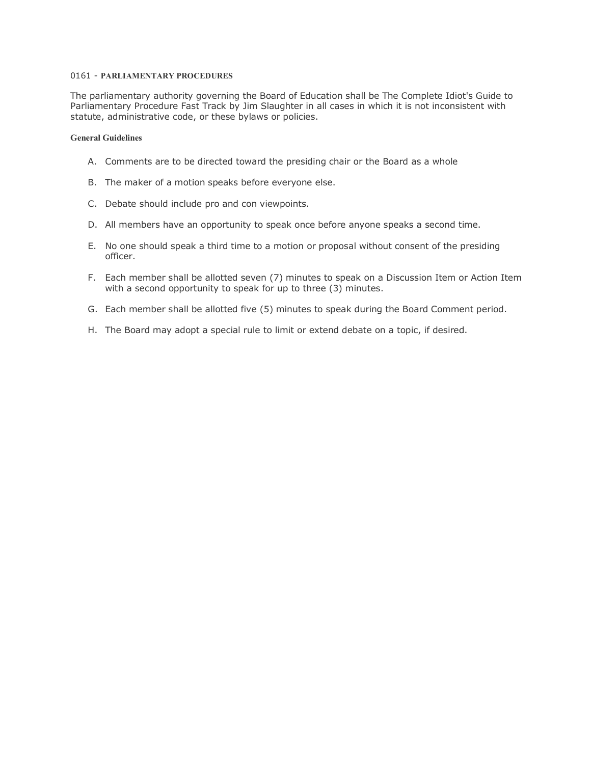## 0161 - PARLIAMENTARY PROCEDURES

The parliamentary authority governing the Board of Education shall be The Complete Idiot's Guide to Parliamentary Procedure Fast Track by Jim Slaughter in all cases in which it is not inconsistent with statute, administrative code, or these bylaws or policies.

### General Guidelines

A. Comments are to be directed toward the presiding chair or the Board as a whole

B. The maker of a motion speaks before everyone else.

C. Debate should include pro and con viewpoints.

D. All members have an opportunity to speak once before anyone speaks a second time.

E. No one should speak a third time to a motion or proposal without consent of the presiding officer.

F. Each member shall be allotted seven (7) minutes to speak on a Discussion Item or Action Item with a second opportunity to speak for up to three (3) minutes.

G. Each member shall be allotted five (5) minutes to speak during the Board Comment period.

H. The Board may adopt a special rule to limit or extend debate on a topic, if desired.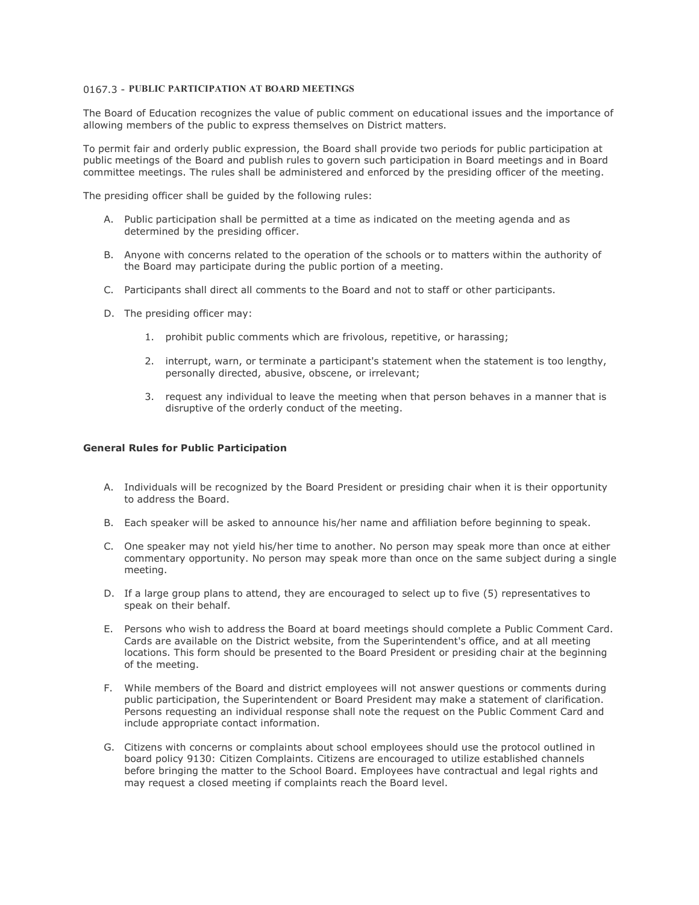## 0167.3 - PUBLIC PARTICIPATION AT BOARD MEETINGS

The Board of Education recognizes the value of public comment on educational issues and the importance of allowing members of the public to express themselves on District matters.

To permit fair and orderly public expression, the Board shall provide two periods for public participation at public meetings of the Board and publish rules to govern such participation in Board meetings and in Board committee meetings. The rules shall be administered and enforced by the presiding officer of the meeting.

The presiding officer shall be guided by the following rules:

A. Public participation shall be permitted at a time as indicated on the meeting agenda and as determined by the presiding officer.

B. Anyone with concerns related to the operation of the schools or to matters within the authority of the Board may participate during the public portion of a meeting.

C. Participants shall direct all comments to the Board and not to staff or other participants.

D. The presiding officer may:

   1. prohibit public comments which are frivolous, repetitive, or harassing;

   2. interrupt, warn, or terminate a participant's statement when the statement is too lengthy, personally directed, abusive, obscene, or irrelevant;

   3. request any individual to leave the meeting when that person behaves in a manner that is disruptive of the orderly conduct of the meeting.

### General Rules for Public Participation

A. Individuals will be recognized by the Board President or presiding chair when it is their opportunity to address the Board.

B. Each speaker will be asked to announce his/her name and affiliation before beginning to speak.

C. One speaker may not yield his/her time to another. No person may speak more than once at either commentary opportunity. No person may speak more than once on the same subject during a single meeting.

D. If a large group plans to attend, they are encouraged to select up to five (5) representatives to speak on their behalf.

E. Persons who wish to address the Board at board meetings should complete a Public Comment Card. Cards are available on the District website, from the Superintendent's office, and at all meeting locations. This form should be presented to the Board President or presiding chair at the beginning of the meeting.

F. While members of the Board and district employees will not answer questions or comments during public participation, the Superintendent or Board President may make a statement of clarification. Persons requesting an individual response shall note the request on the Public Comment Card and include appropriate contact information.

G. Citizens with concerns or complaints about school employees should use the protocol outlined in board policy 9130: Citizen Complaints. Citizens are encouraged to utilize established channels before bringing the matter to the School Board. Employees have contractual and legal rights and may request a closed meeting if complaints reach the Board level.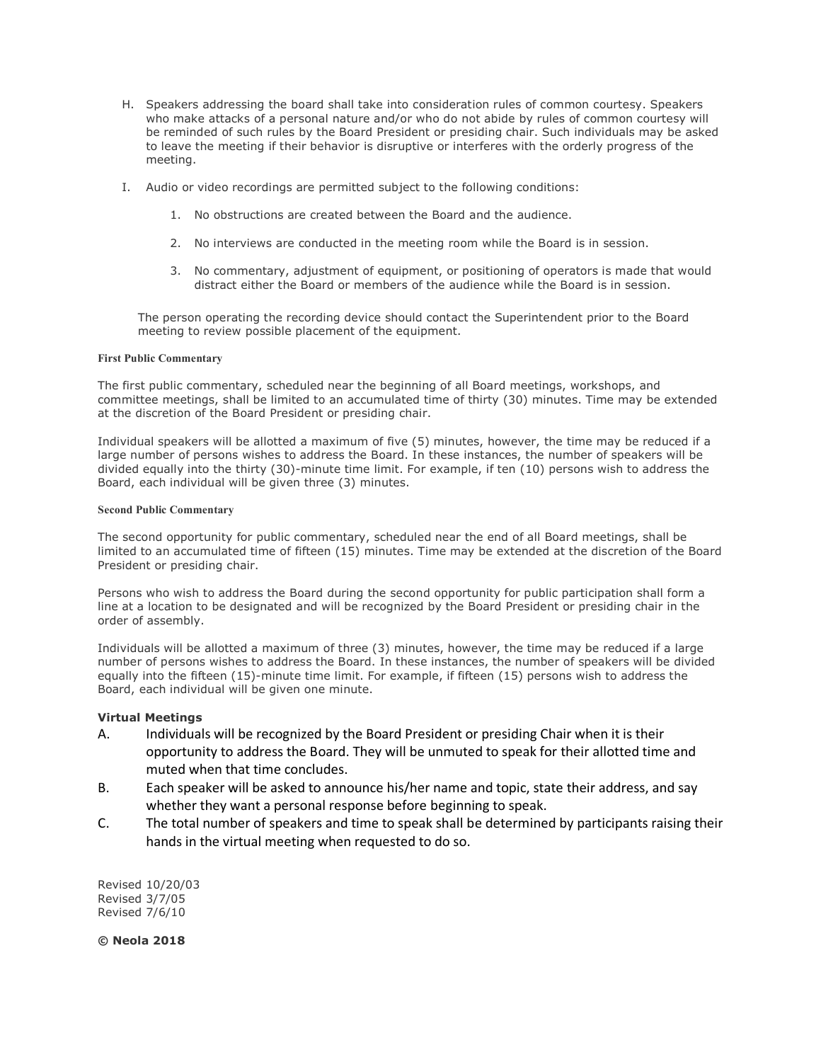H. Speakers addressing the board shall take into consideration rules of common courtesy. Speakers who make attacks of a personal nature and/or who do not abide by rules of common courtesy will be reminded of such rules by the Board President or presiding chair. Such individuals may be asked to leave the meeting if their behavior is disruptive or interferes with the orderly progress of the meeting.

I. Audio or video recordings are permitted subject to the following conditions:

   1. No obstructions are created between the Board and the audience.

   2. No interviews are conducted in the meeting room while the Board is in session.

   3. No commentary, adjustment of equipment, or positioning of operators is made that would distract either the Board or members of the audience while the Board is in session.

   The person operating the recording device should contact the Superintendent prior to the Board meeting to review possible placement of the equipment.

**First Public Commentary**

The first public commentary, scheduled near the beginning of all Board meetings, workshops, and committee meetings, shall be limited to an accumulated time of thirty (30) minutes. Time may be extended at the discretion of the Board President or presiding chair.

Individual speakers will be allotted a maximum of five (5) minutes, however, the time may be reduced if a large number of persons wishes to address the Board. In these instances, the number of speakers will be divided equally into the thirty (30)-minute time limit. For example, if ten (10) persons wish to address the Board, each individual will be given three (3) minutes.

**Second Public Commentary**

The second opportunity for public commentary, scheduled near the end of all Board meetings, shall be limited to an accumulated time of fifteen (15) minutes. Time may be extended at the discretion of the Board President or presiding chair.

Persons who wish to address the Board during the second opportunity for public participation shall form a line at a location to be designated and will be recognized by the Board President or presiding chair in the order of assembly.

Individuals will be allotted a maximum of three (3) minutes, however, the time may be reduced if a large number of persons wishes to address the Board. In these instances, the number of speakers will be divided equally into the fifteen (15)-minute time limit. For example, if fifteen (15) persons wish to address the Board, each individual will be given one minute.

**Virtual Meetings**

A. Individuals will be recognized by the Board President or presiding Chair when it is their opportunity to address the Board. They will be unmuted to speak for their allotted time and muted when that time concludes.

B. Each speaker will be asked to announce his/her name and topic, state their address, and say whether they want a personal response before beginning to speak.

C. The total number of speakers and time to speak shall be determined by participants raising their hands in the virtual meeting when requested to do so.

Revised 10/20/03
Revised 3/7/05
Revised 7/6/10

**© Neola 2018**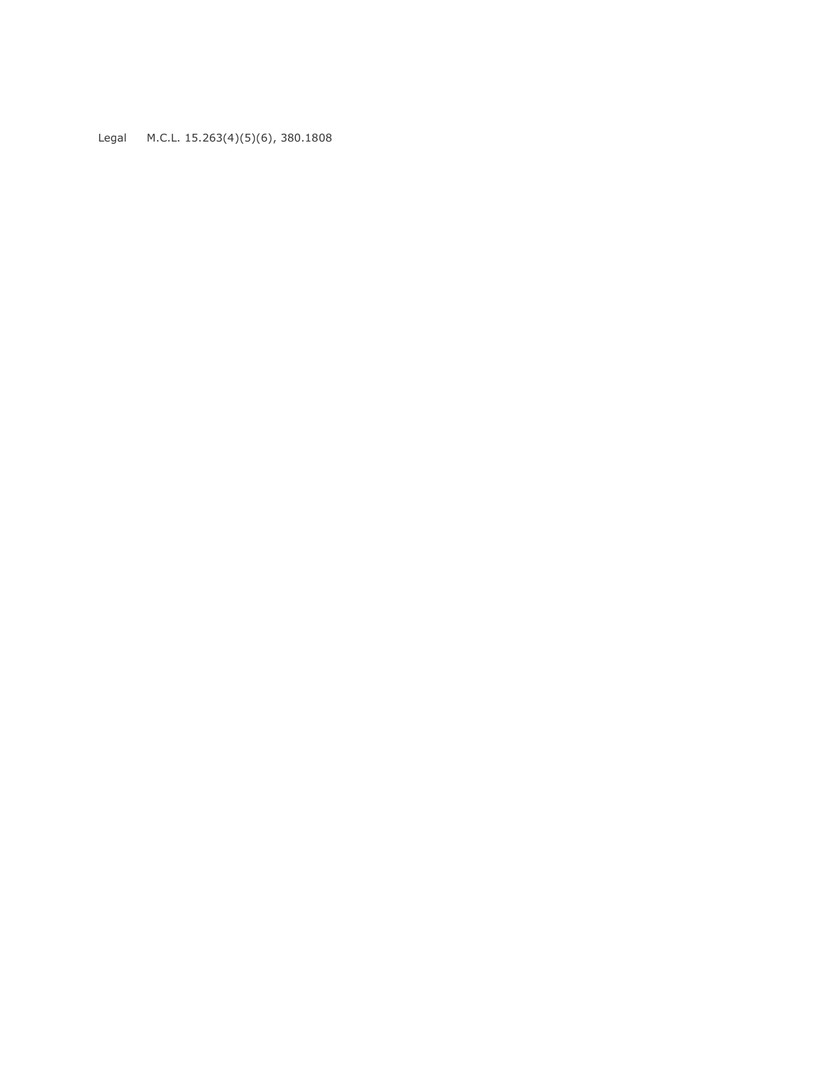| Legal | M.C.L. 15.263(4)(5)(6), 380.1808 |
| --- | --- |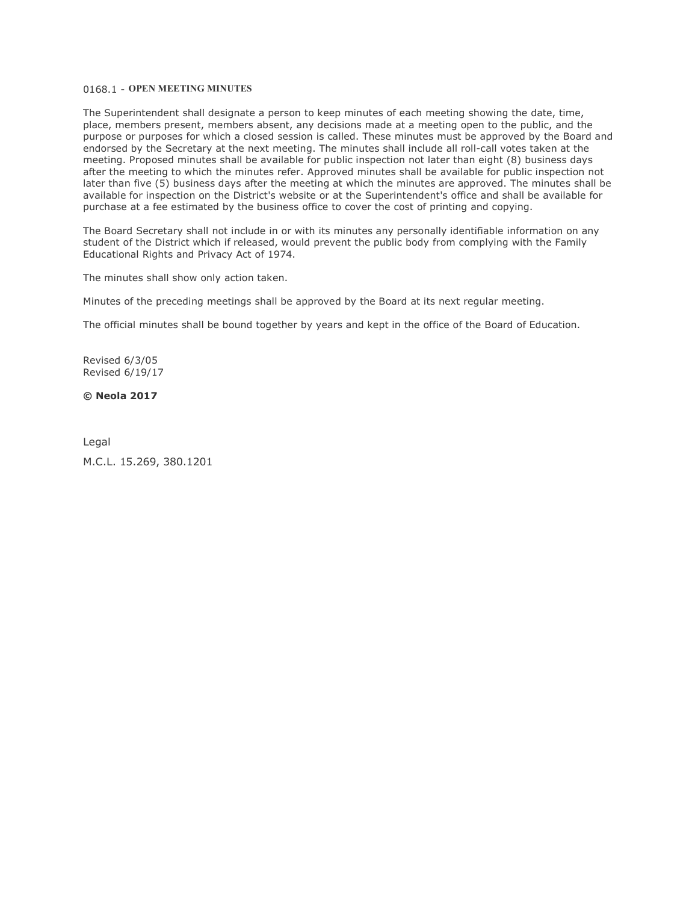## 0168.1 - OPEN MEETING MINUTES

The Superintendent shall designate a person to keep minutes of each meeting showing the date, time, place, members present, members absent, any decisions made at a meeting open to the public, and the purpose or purposes for which a closed session is called. These minutes must be approved by the Board and endorsed by the Secretary at the next meeting. The minutes shall include all roll-call votes taken at the meeting. Proposed minutes shall be available for public inspection not later than eight (8) business days after the meeting to which the minutes refer. Approved minutes shall be available for public inspection not later than five (5) business days after the meeting at which the minutes are approved. The minutes shall be available for inspection on the District's website or at the Superintendent's office and shall be available for purchase at a fee estimated by the business office to cover the cost of printing and copying.

The Board Secretary shall not include in or with its minutes any personally identifiable information on any student of the District which if released, would prevent the public body from complying with the Family Educational Rights and Privacy Act of 1974.

The minutes shall show only action taken.

Minutes of the preceding meetings shall be approved by the Board at its next regular meeting.

The official minutes shall be bound together by years and kept in the office of the Board of Education.

Revised 6/3/05
Revised 6/19/17

**© Neola 2017**

Legal

M.C.L. 15.269, 380.1201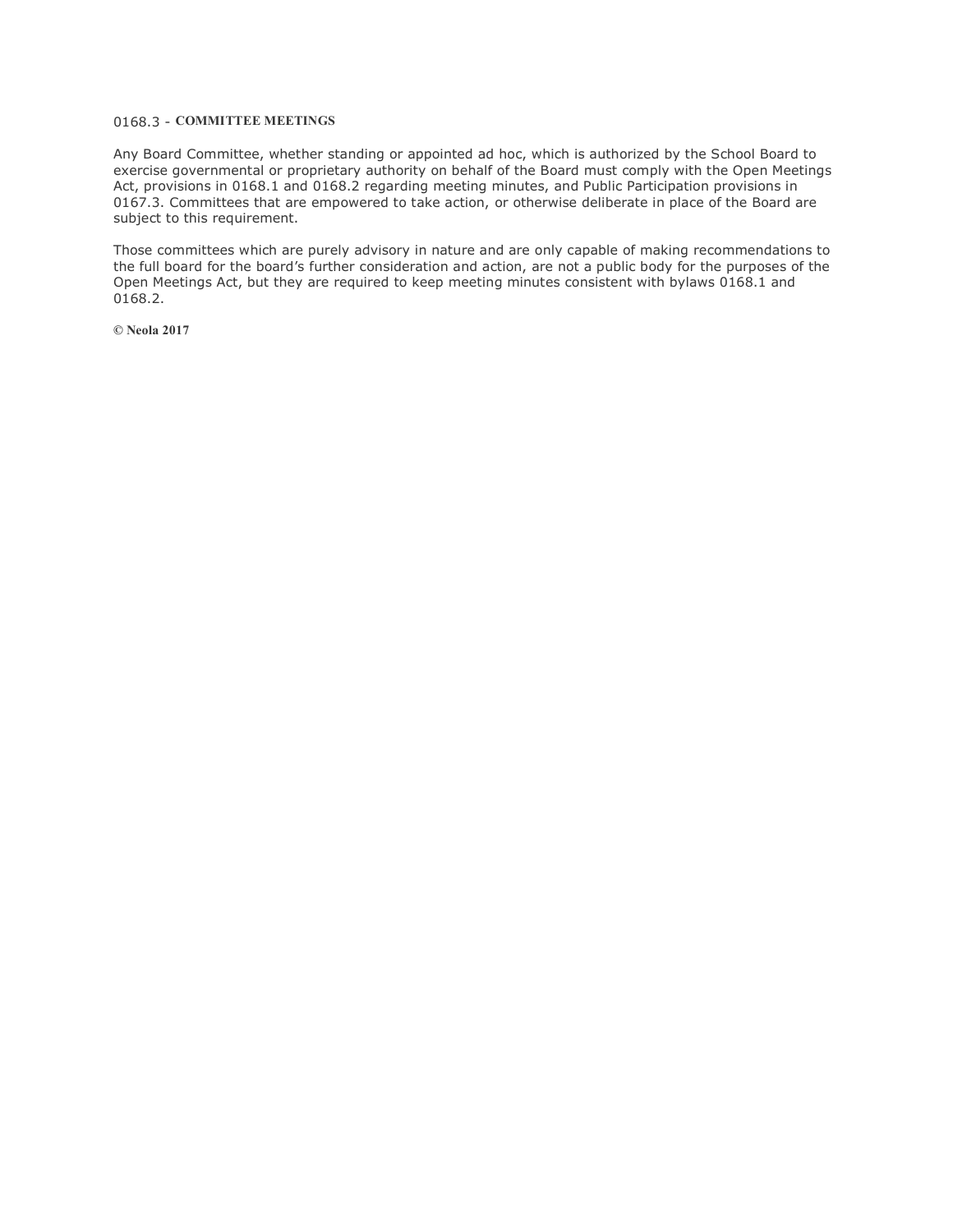## 0168.3 - COMMITTEE MEETINGS

Any Board Committee, whether standing or appointed ad hoc, which is authorized by the School Board to exercise governmental or proprietary authority on behalf of the Board must comply with the Open Meetings Act, provisions in 0168.1 and 0168.2 regarding meeting minutes, and Public Participation provisions in 0167.3. Committees that are empowered to take action, or otherwise deliberate in place of the Board are subject to this requirement.

Those committees which are purely advisory in nature and are only capable of making recommendations to the full board for the board's further consideration and action, are not a public body for the purposes of the Open Meetings Act, but they are required to keep meeting minutes consistent with bylaws 0168.1 and 0168.2.

**© Neola 2017**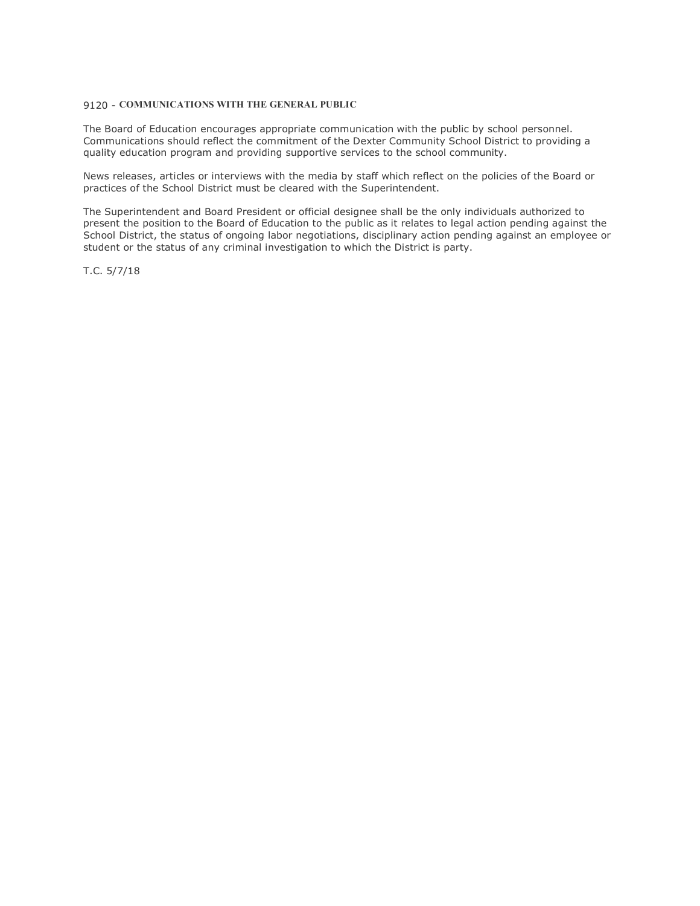## 9120 - **COMMUNICATIONS WITH THE GENERAL PUBLIC**

The Board of Education encourages appropriate communication with the public by school personnel. Communications should reflect the commitment of the Dexter Community School District to providing a quality education program and providing supportive services to the school community.

News releases, articles or interviews with the media by staff which reflect on the policies of the Board or practices of the School District must be cleared with the Superintendent.

The Superintendent and Board President or official designee shall be the only individuals authorized to present the position to the Board of Education to the public as it relates to legal action pending against the School District, the status of ongoing labor negotiations, disciplinary action pending against an employee or student or the status of any criminal investigation to which the District is party.

T.C. 5/7/18